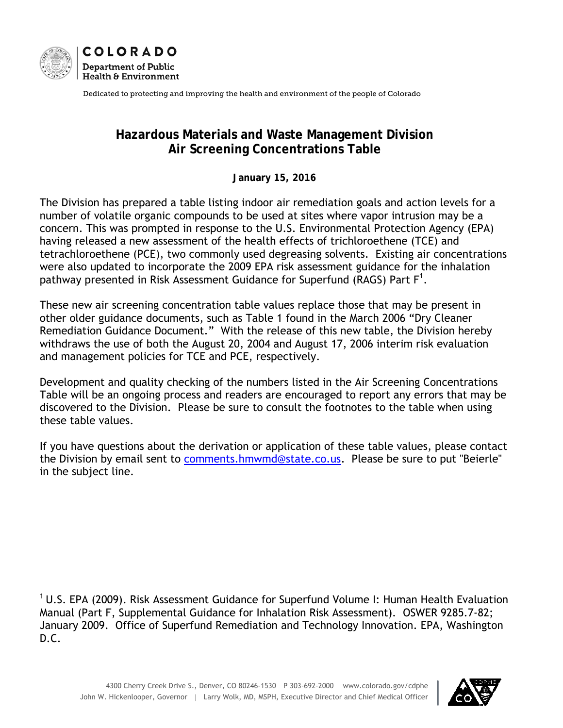COLORADO

Department of Public Health & Environment

Dedicated to protecting and improving the health and environment of the people of Colorado

# Hazardous Materials and Waste Management Division
# Air Screening Concentrations Table

**January 15, 2016**

The Division has prepared a table listing indoor air remediation goals and action levels for a number of volatile organic compounds to be used at sites where vapor intrusion may be a concern. This was prompted in response to the U.S. Environmental Protection Agency (EPA) having released a new assessment of the health effects of trichloroethene (TCE) and tetrachloroethene (PCE), two commonly used degreasing solvents. Existing air concentrations were also updated to incorporate the 2009 EPA risk assessment guidance for the inhalation pathway presented in Risk Assessment Guidance for Superfund (RAGS) Part F[1].

These new air screening concentration table values replace those that may be present in other older guidance documents, such as Table 1 found in the March 2006 "Dry Cleaner Remediation Guidance Document." With the release of this new table, the Division hereby withdraws the use of both the August 20, 2004 and August 17, 2006 interim risk evaluation and management policies for TCE and PCE, respectively.

Development and quality checking of the numbers listed in the Air Screening Concentrations Table will be an ongoing process and readers are encouraged to report any errors that may be discovered to the Division. Please be sure to consult the footnotes to the table when using these table values.

If you have questions about the derivation or application of these table values, please contact the Division by email sent to comments.hmwmd@state.co.us. Please be sure to put "Beierle" in the subject line.

[1] U.S. EPA (2009). Risk Assessment Guidance for Superfund Volume I: Human Health Evaluation Manual (Part F, Supplemental Guidance for Inhalation Risk Assessment). OSWER 9285.7-82; January 2009. Office of Superfund Remediation and Technology Innovation. EPA, Washington D.C.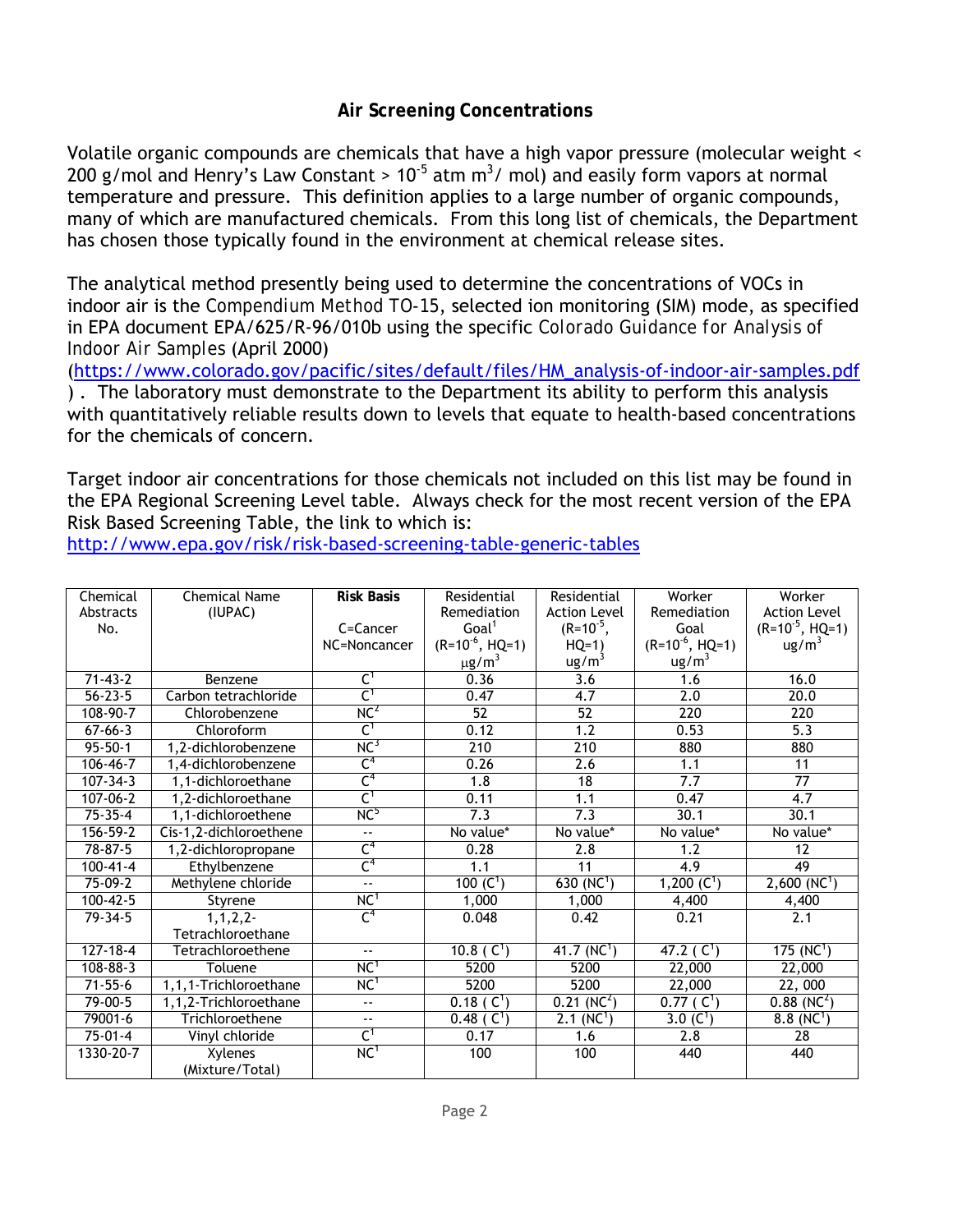## Air Screening Concentrations

Volatile organic compounds are chemicals that have a high vapor pressure (molecular weight < 200 g/mol and Henry's Law Constant > $10^{-5}$ atm $m^3$/ mol) and easily form vapors at normal temperature and pressure. This definition applies to a large number of organic compounds, many of which are manufactured chemicals. From this long list of chemicals, the Department has chosen those typically found in the environment at chemical release sites.

The analytical method presently being used to determine the concentrations of VOCs in indoor air is the Compendium Method TO-15, selected ion monitoring (SIM) mode, as specified in EPA document EPA/625/R-96/010b using the specific Colorado Guidance for Analysis of Indoor Air Samples (April 2000) (https://www.colorado.gov/pacific/sites/default/files/HM_analysis-of-indoor-air-samples.pdf ). The laboratory must demonstrate to the Department its ability to perform this analysis with quantitatively reliable results down to levels that equate to health-based concentrations for the chemicals of concern.

Target indoor air concentrations for those chemicals not included on this list may be found in the EPA Regional Screening Level table. Always check for the most recent version of the EPA Risk Based Screening Table, the link to which is: http://www.epa.gov/risk/risk-based-screening-table-generic-tables

| Chemical Abstracts No. | Chemical Name (IUPAC) | **Risk Basis** C=Cancer NC=Noncancer | Residential Remediation Goal[1] ($R=10^{-6}$, HQ=1) $\mu g/m^3$ | Residential Action Level ($R=10^{-5}$, HQ=1) $ug/m^3$ | Worker Remediation Goal ($R=10^{-6}$, HQ=1) $ug/m^3$ | Worker Action Level ($R=10^{-5}$, HQ=1) $ug/m^3$ |
|---|---|---|---|---|---|---|
| 71-43-2 | Benzene | C[1] | 0.36 | 3.6 | 1.6 | 16.0 |
| 56-23-5 | Carbon tetrachloride | C[1] | 0.47 | 4.7 | 2.0 | 20.0 |
| 108-90-7 | Chlorobenzene | NC[2] | 52 | 52 | 220 | 220 |
| 67-66-3 | Chloroform | C[1] | 0.12 | 1.2 | 0.53 | 5.3 |
| 95-50-1 | 1,2-dichlorobenzene | NC[3] | 210 | 210 | 880 | 880 |
| 106-46-7 | 1,4-dichlorobenzene | C[4] | 0.26 | 2.6 | 1.1 | 11 |
| 107-34-3 | 1,1-dichloroethane | C[4] | 1.8 | 18 | 7.7 | 77 |
| 107-06-2 | 1,2-dichloroethane | C[1] | 0.11 | 1.1 | 0.47 | 4.7 |
| 75-35-4 | 1,1-dichloroethene | NC[5] | 7.3 | 7.3 | 30.1 | 30.1 |
| 156-59-2 | Cis-1,2-dichloroethene | -- | No value* | No value* | No value* | No value* |
| 78-87-5 | 1,2-dichloropropane | C[4] | 0.28 | 2.8 | 1.2 | 12 |
| 100-41-4 | Ethylbenzene | C[4] | 1.1 | 11 | 4.9 | 49 |
| 75-09-2 | Methylene chloride | -- | 100 (C[1]) | 630 (NC[1]) | 1,200 (C[1]) | 2,600 (NC[1]) |
| 100-42-5 | Styrene | NC[1] | 1,000 | 1,000 | 4,400 | 4,400 |
| 79-34-5 | 1,1,2,2-Tetrachloroethane | C[4] | 0.048 | 0.42 | 0.21 | 2.1 |
| 127-18-4 | Tetrachloroethene | -- | 10.8 ( C[1]) | 41.7 (NC[1]) | 47.2 ( C[1]) | 175 (NC[1]) |
| 108-88-3 | Toluene | NC[1] | 5200 | 5200 | 22,000 | 22,000 |
| 71-55-6 | 1,1,1-Trichloroethane | NC[1] | 5200 | 5200 | 22,000 | 22, 000 |
| 79-00-5 | 1,1,2-Trichloroethane | -- | 0.18 ( C[1]) | 0.21 (NC[2]) | 0.77 ( C[1]) | 0.88 (NC[2]) |
| 79001-6 | Trichloroethene | -- | 0.48 ( C[1]) | 2.1 (NC[1]) | 3.0 (C[1]) | 8.8 (NC[1]) |
| 75-01-4 | Vinyl chloride | C[1] | 0.17 | 1.6 | 2.8 | 28 |
| 1330-20-7 | Xylenes (Mixture/Total) | NC[1] | 100 | 100 | 440 | 440 |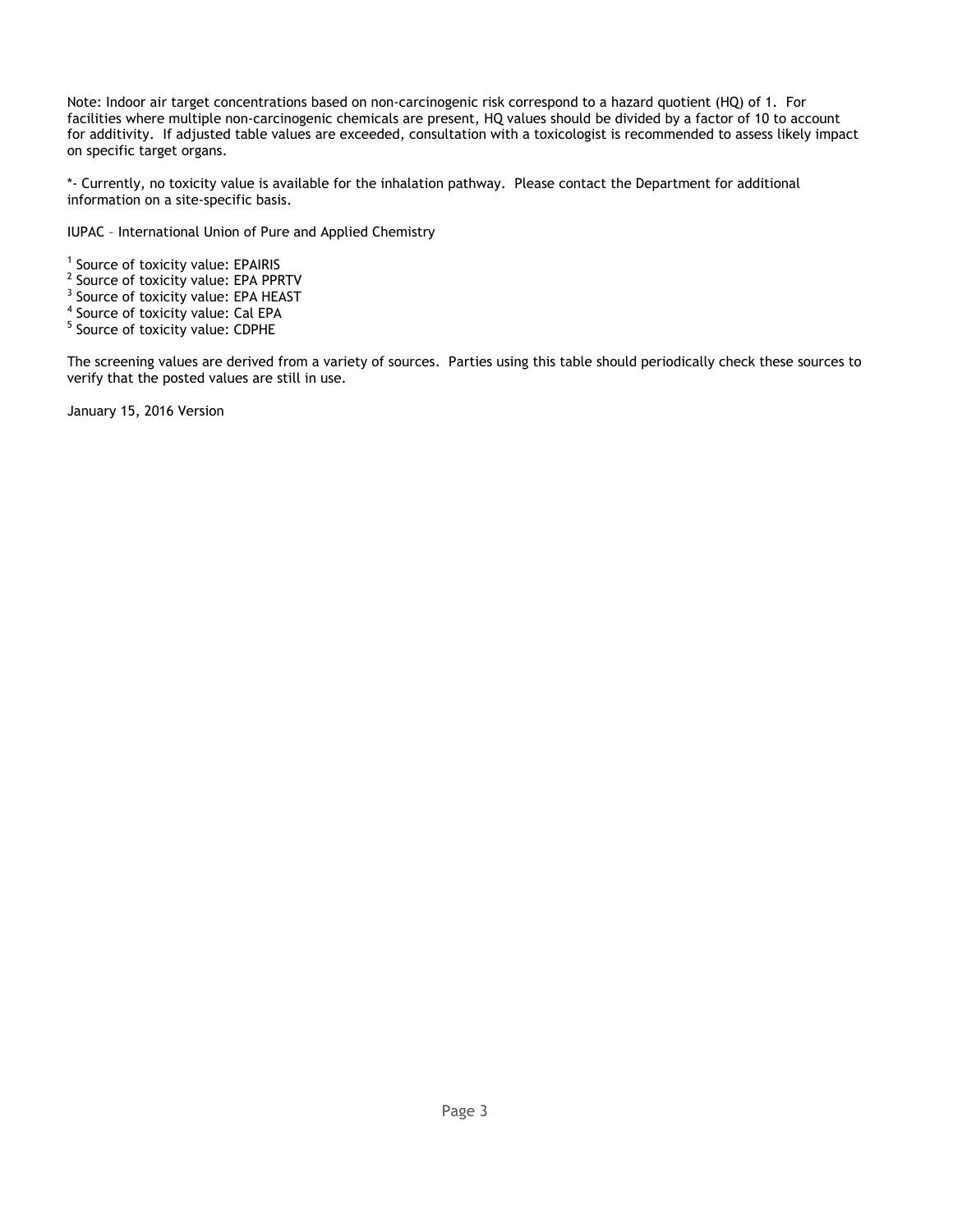Note: Indoor air target concentrations based on non-carcinogenic risk correspond to a hazard quotient (HQ) of 1. For facilities where multiple non-carcinogenic chemicals are present, HQ values should be divided by a factor of 10 to account for additivity. If adjusted table values are exceeded, consultation with a toxicologist is recommended to assess likely impact on specific target organs.

*- Currently, no toxicity value is available for the inhalation pathway. Please contact the Department for additional information on a site-specific basis.

IUPAC – International Union of Pure and Applied Chemistry

[1] Source of toxicity value: EPAIRIS
[2] Source of toxicity value: EPA PPRTV
[3] Source of toxicity value: EPA HEAST
[4] Source of toxicity value: Cal EPA
[5] Source of toxicity value: CDPHE

The screening values are derived from a variety of sources. Parties using this table should periodically check these sources to verify that the posted values are still in use.

January 15, 2016 Version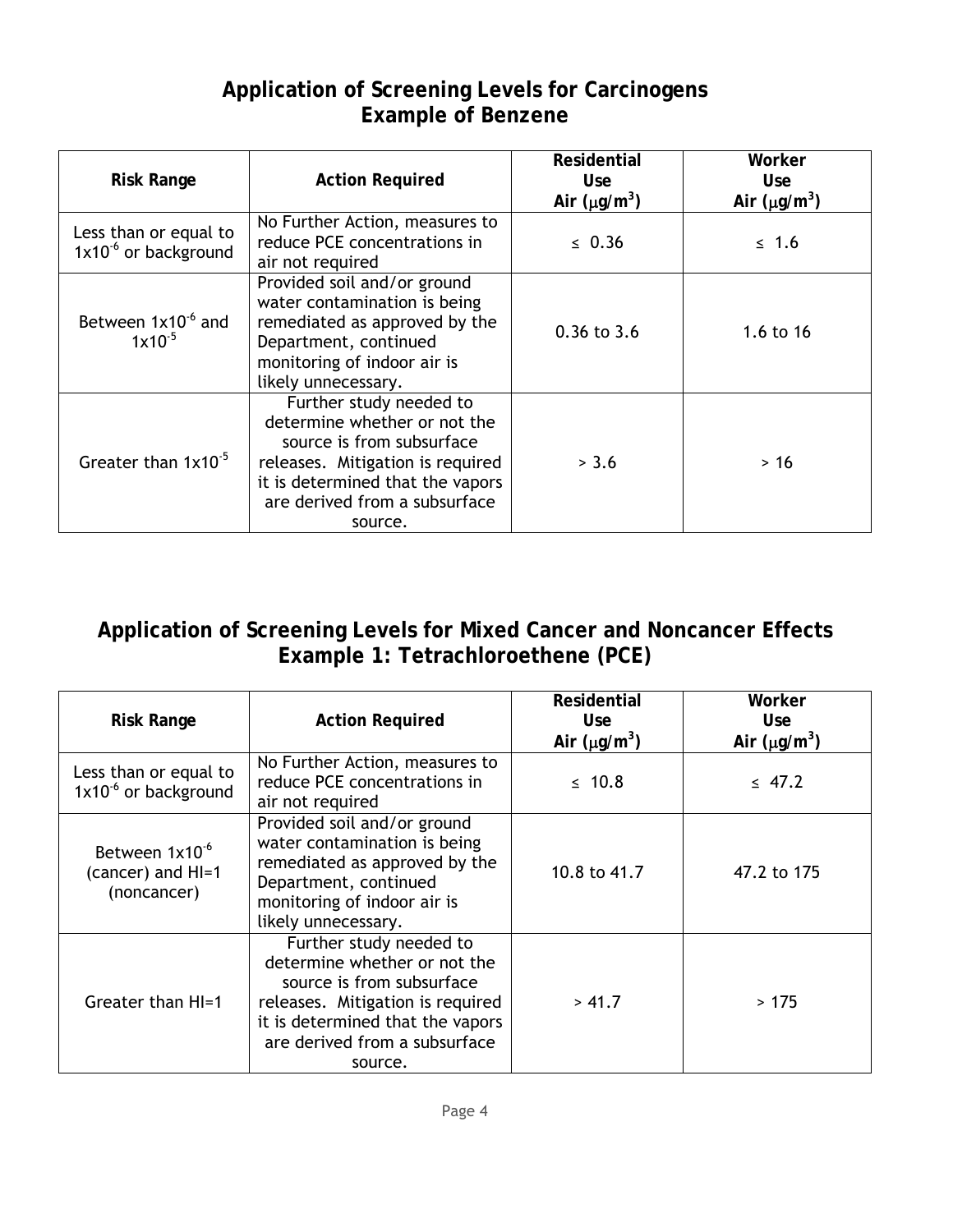## Application of Screening Levels for Carcinogens Example of Benzene

| Risk Range | Action Required | Residential Use Air ($\mu g/m^3$) | Worker Use Air ($\mu g/m^3$) |
|---|---|---|---|
| Less than or equal to $1x10^{-6}$ or background | No Further Action, measures to reduce PCE concentrations in air not required | ≤ 0.36 | ≤ 1.6 |
| Between $1x10^{-6}$ and $1x10^{-5}$ | Provided soil and/or ground water contamination is being remediated as approved by the Department, continued monitoring of indoor air is likely unnecessary. | 0.36 to 3.6 | 1.6 to 16 |
| Greater than $1x10^{-5}$ | Further study needed to determine whether or not the source is from subsurface releases. Mitigation is required it is determined that the vapors are derived from a subsurface source. | > 3.6 | > 16 |

## Application of Screening Levels for Mixed Cancer and Noncancer Effects Example 1: Tetrachloroethene (PCE)

| Risk Range | Action Required | Residential Use Air ($\mu g/m^3$) | Worker Use Air ($\mu g/m^3$) |
|---|---|---|---|
| Less than or equal to $1x10^{-6}$ or background | No Further Action, measures to reduce PCE concentrations in air not required | ≤ 10.8 | ≤ 47.2 |
| Between $1x10^{-6}$ (cancer) and HI=1 (noncancer) | Provided soil and/or ground water contamination is being remediated as approved by the Department, continued monitoring of indoor air is likely unnecessary. | 10.8 to 41.7 | 47.2 to 175 |
| Greater than HI=1 | Further study needed to determine whether or not the source is from subsurface releases. Mitigation is required it is determined that the vapors are derived from a subsurface source. | > 41.7 | > 175 |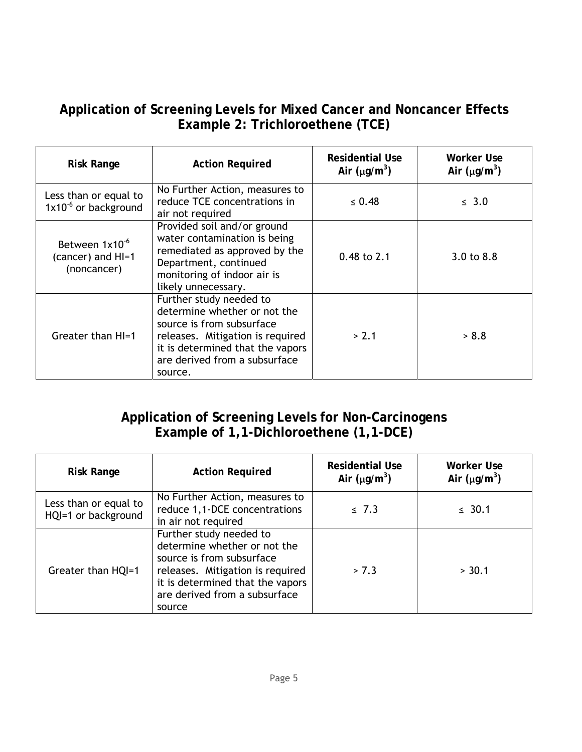## Application of Screening Levels for Mixed Cancer and Noncancer Effects Example 2: Trichloroethene (TCE)

| Risk Range | Action Required | Residential Use Air ($\mu g/m^3$) | Worker Use Air ($\mu g/m^3$) |
|---|---|---|---|
| Less than or equal to $1x10^{-6}$ or background | No Further Action, measures to reduce TCE concentrations in air not required | ≤ 0.48 | ≤ 3.0 |
| Between $1x10^{-6}$ (cancer) and HI=1 (noncancer) | Provided soil and/or ground water contamination is being remediated as approved by the Department, continued monitoring of indoor air is likely unnecessary. | 0.48 to 2.1 | 3.0 to 8.8 |
| Greater than HI=1 | Further study needed to determine whether or not the source is from subsurface releases. Mitigation is required it is determined that the vapors are derived from a subsurface source. | > 2.1 | > 8.8 |

## Application of Screening Levels for Non-Carcinogens Example of 1,1-Dichloroethene (1,1-DCE)

| Risk Range | Action Required | Residential Use Air ($\mu g/m^3$) | Worker Use Air ($\mu g/m^3$) |
|---|---|---|---|
| Less than or equal to HQI=1 or background | No Further Action, measures to reduce 1,1-DCE concentrations in air not required | ≤ 7.3 | ≤ 30.1 |
| Greater than HQI=1 | Further study needed to determine whether or not the source is from subsurface releases. Mitigation is required it is determined that the vapors are derived from a subsurface source | > 7.3 | > 30.1 |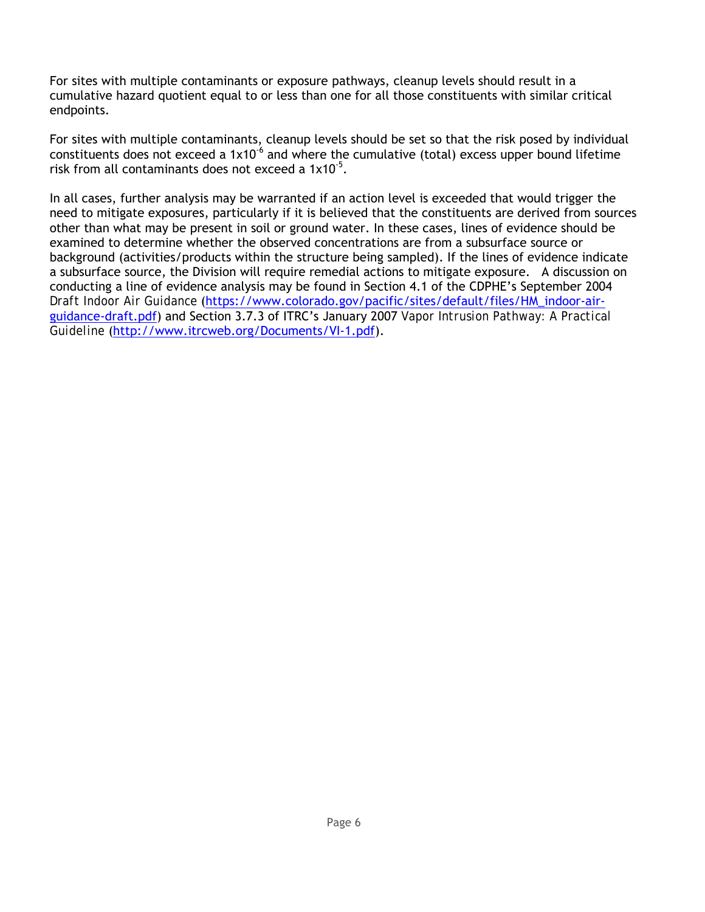For sites with multiple contaminants or exposure pathways, cleanup levels should result in a cumulative hazard quotient equal to or less than one for all those constituents with similar critical endpoints.

For sites with multiple contaminants, cleanup levels should be set so that the risk posed by individual constituents does not exceed a $1x10^{-6}$ and where the cumulative (total) excess upper bound lifetime risk from all contaminants does not exceed a $1x10^{-5}$.

In all cases, further analysis may be warranted if an action level is exceeded that would trigger the need to mitigate exposures, particularly if it is believed that the constituents are derived from sources other than what may be present in soil or ground water. In these cases, lines of evidence should be examined to determine whether the observed concentrations are from a subsurface source or background (activities/products within the structure being sampled). If the lines of evidence indicate a subsurface source, the Division will require remedial actions to mitigate exposure. A discussion on conducting a line of evidence analysis may be found in Section 4.1 of the CDPHE's September 2004 *Draft Indoor Air Guidance* (https://www.colorado.gov/pacific/sites/default/files/HM_indoor-air-guidance-draft.pdf) and Section 3.7.3 of ITRC's January 2007 *Vapor Intrusion Pathway: A Practical Guideline* (http://www.itrcweb.org/Documents/VI-1.pdf).